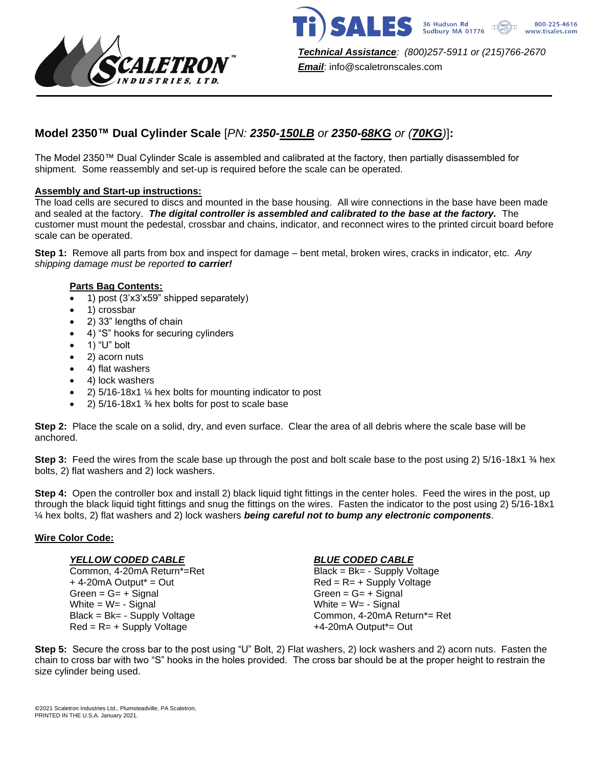Technical Assistance: (800)257-5911 or (215)766-2670
Email: info@scaletronscales.com

## Model 2350™ Dual Cylinder Scale [*PN: **2350-150LB** or **2350-68KG** or (**70KG**)*]:

The Model 2350™ Dual Cylinder Scale is assembled and calibrated at the factory, then partially disassembled for shipment. Some reassembly and set-up is required before the scale can be operated.

**Assembly and Start-up instructions:**
The load cells are secured to discs and mounted in the base housing. All wire connections in the base have been made and sealed at the factory. ***The digital controller is assembled and calibrated to the base at the factory.*** The customer must mount the pedestal, crossbar and chains, indicator, and reconnect wires to the printed circuit board before scale can be operated.

**Step 1:** Remove all parts from box and inspect for damage – bent metal, broken wires, cracks in indicator, etc. *Any shipping damage must be reported **to carrier!***

**Parts Bag Contents:**

- 1) post (3'x3'x59" shipped separately)
- 1) crossbar
- 2) 33" lengths of chain
- 4) "S" hooks for securing cylinders
- 1) "U" bolt
- 2) acorn nuts
- 4) flat washers
- 4) lock washers
- 2) 5/16-18x1 ¼ hex bolts for mounting indicator to post
- 2) 5/16-18x1 ¾ hex bolts for post to scale base

**Step 2:** Place the scale on a solid, dry, and even surface. Clear the area of all debris where the scale base will be anchored.

**Step 3:** Feed the wires from the scale base up through the post and bolt scale base to the post using 2) 5/16-18x1 ¾ hex bolts, 2) flat washers and 2) lock washers.

**Step 4:** Open the controller box and install 2) black liquid tight fittings in the center holes. Feed the wires in the post, up through the black liquid tight fittings and snug the fittings on the wires. Fasten the indicator to the post using 2) 5/16-18x1 ¼ hex bolts, 2) flat washers and 2) lock washers ***being careful not to bump any electronic components***.

**Wire Color Code:**

***YELLOW CODED CABLE***
Common, 4-20mA Return*=Ret
+ 4-20mA Output* = Out
Green = G= + Signal
White = W= - Signal
Black = Bk= - Supply Voltage
Red = R= + Supply Voltage

***BLUE CODED CABLE***
Black = Bk= - Supply Voltage
Red = R= + Supply Voltage
Green = G= + Signal
White = W= - Signal
Common, 4-20mA Return*= Ret
+4-20mA Output*= Out

**Step 5:** Secure the cross bar to the post using "U" Bolt, 2) Flat washers, 2) lock washers and 2) acorn nuts. Fasten the chain to cross bar with two "S" hooks in the holes provided. The cross bar should be at the proper height to restrain the size cylinder being used.

©2021 Scaletron Industries Ltd., Plumsteadville, PA Scaletron,
PRINTED IN THE U.S.A. January 2021.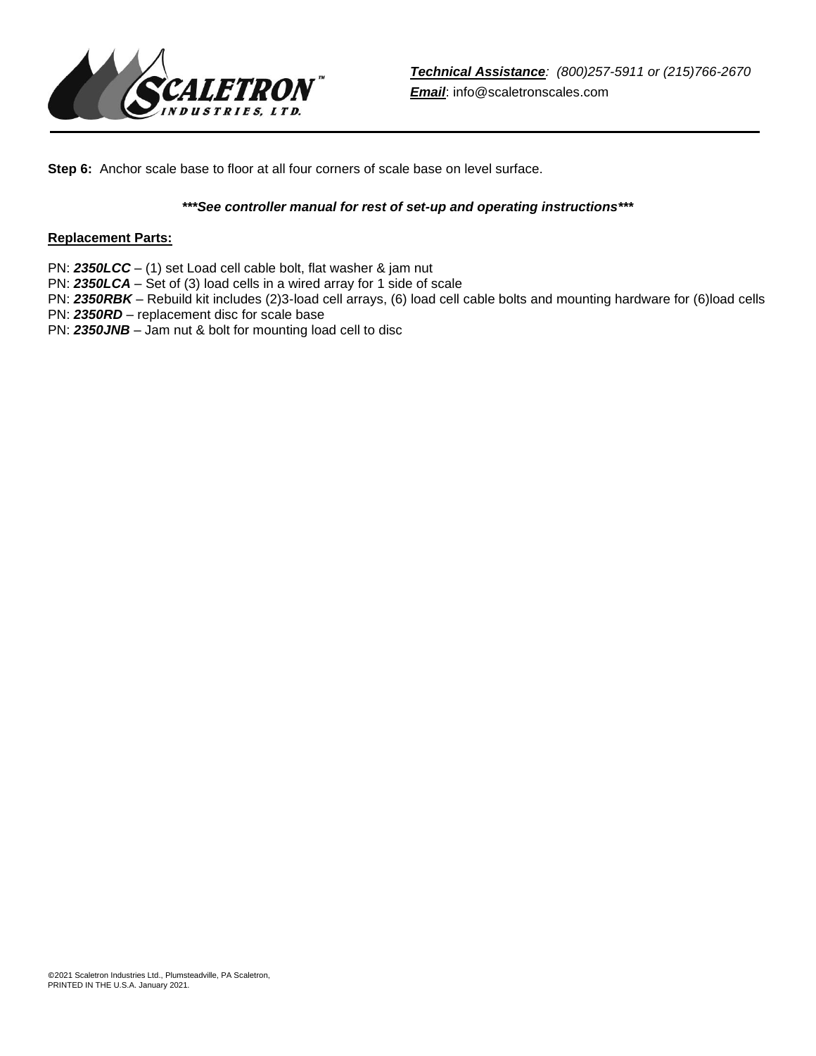*Technical Assistance: (800)257-5911 or (215)766-2670*
*Email*: info@scaletronscales.com

**Step 6:** Anchor scale base to floor at all four corners of scale base on level surface.

***\*\*\*See controller manual for rest of set-up and operating instructions\*\*\****

**Replacement Parts:**

PN: ***2350LCC*** – (1) set Load cell cable bolt, flat washer & jam nut
PN: ***2350LCA*** – Set of (3) load cells in a wired array for 1 side of scale
PN: ***2350RBK*** – Rebuild kit includes (2)3-load cell arrays, (6) load cell cable bolts and mounting hardware for (6)load cells
PN: ***2350RD*** – replacement disc for scale base
PN: ***2350JNB*** – Jam nut & bolt for mounting load cell to disc

©2021 Scaletron Industries Ltd., Plumsteadville, PA Scaletron,
PRINTED IN THE U.S.A. January 2021.